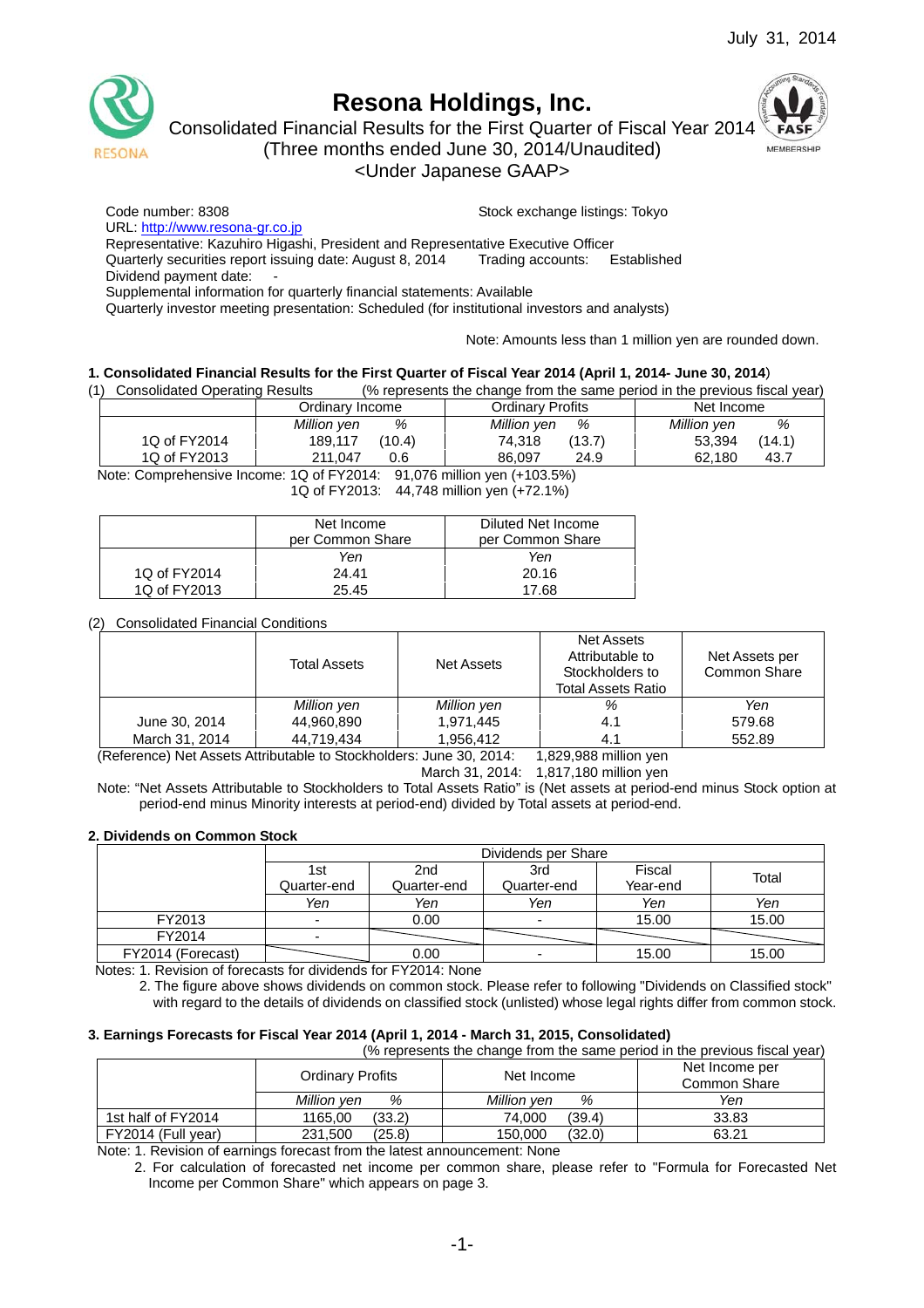July 31, 2014

# Resona Holdings, Inc.

Consolidated Financial Results for the First Quarter of Fiscal Year 2014
(Three months ended June 30, 2014/Unaudited)
<Under Japanese GAAP>

Code number: 8308 Stock exchange listings: Tokyo
URL: http://www.resona-gr.co.jp
Representative: Kazuhiro Higashi, President and Representative Executive Officer
Quarterly securities report issuing date: August 8, 2014 Trading accounts: Established
Dividend payment date: -
Supplemental information for quarterly financial statements: Available
Quarterly investor meeting presentation: Scheduled (for institutional investors and analysts)

Note: Amounts less than 1 million yen are rounded down.

### 1. Consolidated Financial Results for the First Quarter of Fiscal Year 2014 (April 1, 2014- June 30, 2014)

(1) Consolidated Operating Results (% represents the change from the same period in the previous fiscal year)

| | Ordinary Income | | Ordinary Profits | | Net Income | |
|---|---|---|---|---|---|---|
| | *Million yen* | *%* | *Million yen* | *%* | *Million yen* | *%* |
| 1Q of FY2014 | 189,117 | (10.4) | 74,318 | (13.7) | 53,394 | (14.1) |
| 1Q of FY2013 | 211,047 | 0.6 | 86,097 | 24.9 | 62,180 | 43.7 |

Note: Comprehensive Income: 1Q of FY2014: 91,076 million yen (+103.5%)
1Q of FY2013: 44,748 million yen (+72.1%)

| | Net Income per Common Share | Diluted Net Income per Common Share |
|---|---|---|
| | *Yen* | *Yen* |
| 1Q of FY2014 | 24.41 | 20.16 |
| 1Q of FY2013 | 25.45 | 17.68 |

(2) Consolidated Financial Conditions

| | Total Assets | Net Assets | Net Assets Attributable to Stockholders to Total Assets Ratio | Net Assets per Common Share |
|---|---|---|---|---|
| | *Million yen* | *Million yen* | *%* | *Yen* |
| June 30, 2014 | 44,960,890 | 1,971,445 | 4.1 | 579.68 |
| March 31, 2014 | 44,719,434 | 1,956,412 | 4.1 | 552.89 |

(Reference) Net Assets Attributable to Stockholders: June 30, 2014: 1,829,988 million yen
March 31, 2014: 1,817,180 million yen

Note: "Net Assets Attributable to Stockholders to Total Assets Ratio" is (Net assets at period-end minus Stock option at period-end minus Minority interests at period-end) divided by Total assets at period-end.

### 2. Dividends on Common Stock

| | Dividends per Share | | | | |
|---|---|---|---|---|---|
| | 1st Quarter-end | 2nd Quarter-end | 3rd Quarter-end | Fiscal Year-end | Total |
| | *Yen* | *Yen* | *Yen* | *Yen* | *Yen* |
| FY2013 | - | 0.00 | - | 15.00 | 15.00 |
| FY2014 | - | | | | |
| FY2014 (Forecast) | | 0.00 | - | 15.00 | 15.00 |

Notes: 1. Revision of forecasts for dividends for FY2014: None
2. The figure above shows dividends on common stock. Please refer to following "Dividends on Classified stock" with regard to the details of dividends on classified stock (unlisted) whose legal rights differ from common stock.

### 3. Earnings Forecasts for Fiscal Year 2014 (April 1, 2014 - March 31, 2015, Consolidated)

(% represents the change from the same period in the previous fiscal year)

| | Ordinary Profits | | Net Income | | Net Income per Common Share |
|---|---|---|---|---|---|
| | *Million yen* | *%* | *Million yen* | *%* | *Yen* |
| 1st half of FY2014 | 1165,00 | (33.2) | 74,000 | (39.4) | 33.83 |
| FY2014 (Full year) | 231,500 | (25.8) | 150,000 | (32.0) | 63.21 |

Note: 1. Revision of earnings forecast from the latest announcement: None
2. For calculation of forecasted net income per common share, please refer to "Formula for Forecasted Net Income per Common Share" which appears on page 3.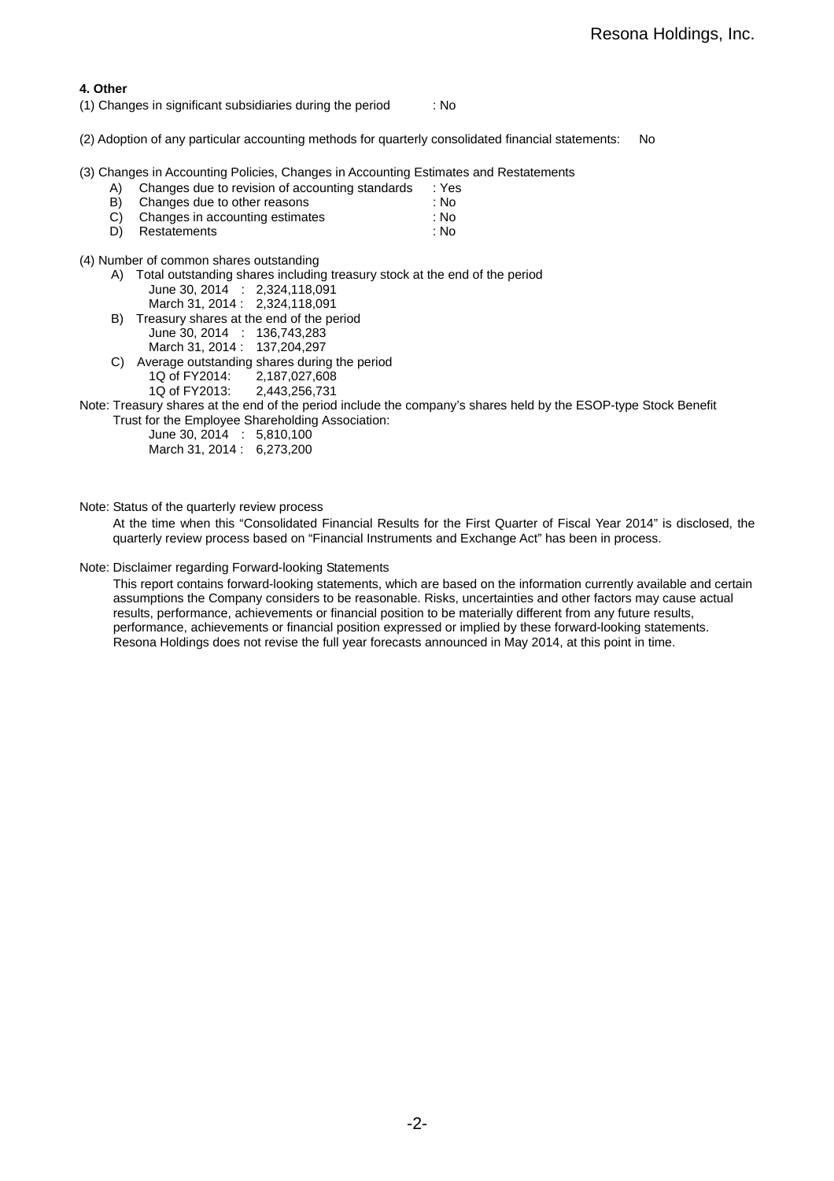**4. Other**

(1) Changes in significant subsidiaries during the period : No

(2) Adoption of any particular accounting methods for quarterly consolidated financial statements: No

(3) Changes in Accounting Policies, Changes in Accounting Estimates and Restatements

- A) Changes due to revision of accounting standards : Yes
- B) Changes due to other reasons : No
- C) Changes in accounting estimates : No
- D) Restatements : No

(4) Number of common shares outstanding

- A) Total outstanding shares including treasury stock at the end of the period
  - June 30, 2014 : 2,324,118,091
  - March 31, 2014 : 2,324,118,091
- B) Treasury shares at the end of the period
  - June 30, 2014 : 136,743,283
  - March 31, 2014 : 137,204,297
- C) Average outstanding shares during the period
  - 1Q of FY2014: 2,187,027,608
  - 1Q of FY2013: 2,443,256,731

Note: Treasury shares at the end of the period include the company's shares held by the ESOP-type Stock Benefit Trust for the Employee Shareholding Association:

- June 30, 2014 : 5,810,100
- March 31, 2014 : 6,273,200

Note: Status of the quarterly review process

At the time when this "Consolidated Financial Results for the First Quarter of Fiscal Year 2014" is disclosed, the quarterly review process based on "Financial Instruments and Exchange Act" has been in process.

Note: Disclaimer regarding Forward-looking Statements

This report contains forward-looking statements, which are based on the information currently available and certain assumptions the Company considers to be reasonable. Risks, uncertainties and other factors may cause actual results, performance, achievements or financial position to be materially different from any future results, performance, achievements or financial position expressed or implied by these forward-looking statements. Resona Holdings does not revise the full year forecasts announced in May 2014, at this point in time.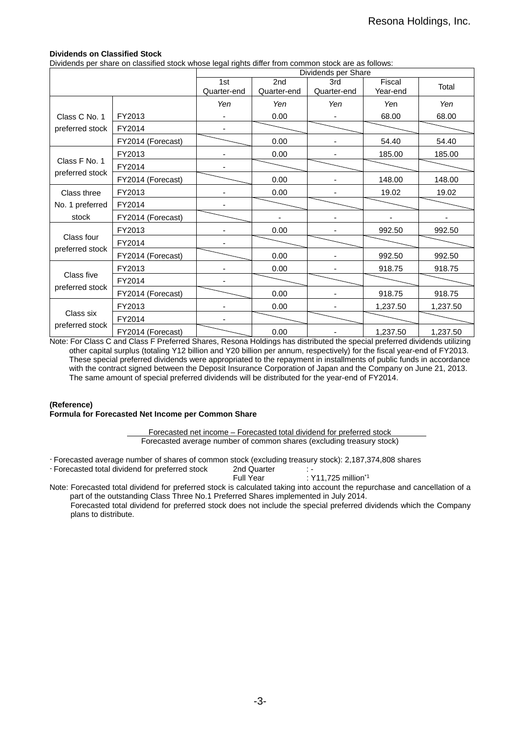**Dividends on Classified Stock**

Dividends per share on classified stock whose legal rights differ from common stock are as follows:

| | | Dividends per Share | | | | |
|---|---|---|---|---|---|---|
| | | 1st Quarter-end | 2nd Quarter-end | 3rd Quarter-end | Fiscal Year-end | Total |
| | | *Yen* | *Yen* | *Yen* | Yen | *Yen* |
| Class C No. 1 preferred stock | FY2013 | - | 0.00 | - | 68.00 | 68.00 |
| | FY2014 | - | | | | |
| | FY2014 (Forecast) | | 0.00 | - | 54.40 | 54.40 |
| Class F No. 1 preferred stock | FY2013 | - | 0.00 | - | 185.00 | 185.00 |
| | FY2014 | - | | | | |
| | FY2014 (Forecast) | | 0.00 | - | 148.00 | 148.00 |
| Class three No. 1 preferred stock | FY2013 | - | 0.00 | - | 19.02 | 19.02 |
| | FY2014 | - | | | | |
| | FY2014 (Forecast) | | - | - | - | - |
| Class four preferred stock | FY2013 | - | 0.00 | - | 992.50 | 992.50 |
| | FY2014 | - | | | | |
| | FY2014 (Forecast) | | 0.00 | - | 992.50 | 992.50 |
| Class five preferred stock | FY2013 | - | 0.00 | - | 918.75 | 918.75 |
| | FY2014 | - | | | | |
| | FY2014 (Forecast) | | 0.00 | - | 918.75 | 918.75 |
| Class six preferred stock | FY2013 | - | 0.00 | - | 1,237.50 | 1,237.50 |
| | FY2014 | - | | | | |
| | FY2014 (Forecast) | | 0.00 | - | 1,237.50 | 1,237.50 |

Note: For Class C and Class F Preferred Shares, Resona Holdings has distributed the special preferred dividends utilizing other capital surplus (totaling Y12 billion and Y20 billion per annum, respectively) for the fiscal year-end of FY2013. These special preferred dividends were appropriated to the repayment in installments of public funds in accordance with the contract signed between the Deposit Insurance Corporation of Japan and the Company on June 21, 2013. The same amount of special preferred dividends will be distributed for the year-end of FY2014.

**(Reference)**
**Formula for Forecasted Net Income per Common Share**

$$\frac{\text{Forecasted net income} - \text{Forecasted total dividend for preferred stock}}{\text{Forecasted average number of common shares (excluding treasury stock)}}$$

- Forecasted average number of shares of common stock (excluding treasury stock): 2,187,374,808 shares
- Forecasted total dividend for preferred stock  2nd Quarter : -
  Full Year : Y11,725 million[*1]

Note: Forecasted total dividend for preferred stock is calculated taking into account the repurchase and cancellation of a part of the outstanding Class Three No.1 Preferred Shares implemented in July 2014.
Forecasted total dividend for preferred stock does not include the special preferred dividends which the Company plans to distribute.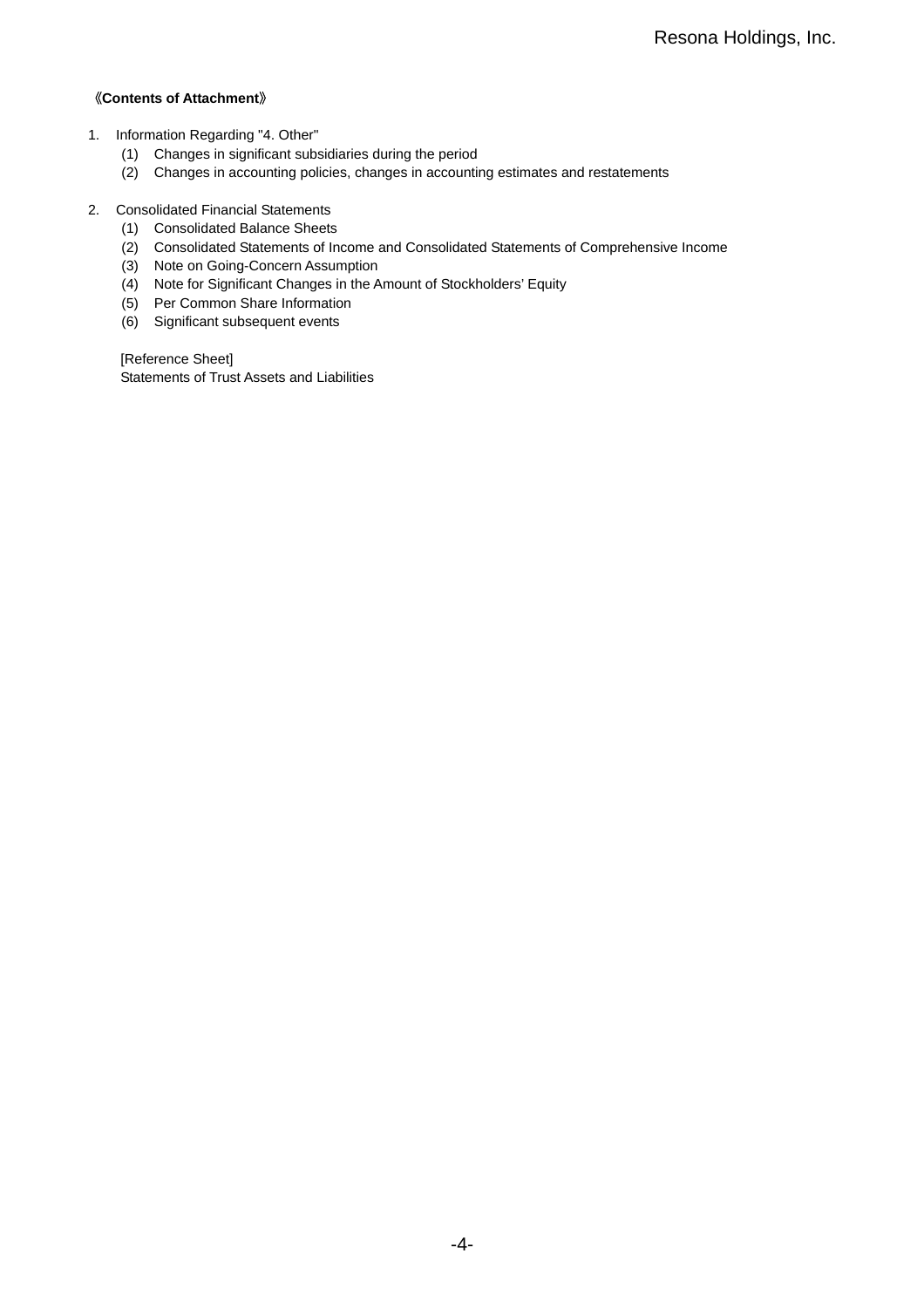《**Contents of Attachment**》

1. Information Regarding "4. Other"
   - (1) Changes in significant subsidiaries during the period
   - (2) Changes in accounting policies, changes in accounting estimates and restatements

2. Consolidated Financial Statements
   - (1) Consolidated Balance Sheets
   - (2) Consolidated Statements of Income and Consolidated Statements of Comprehensive Income
   - (3) Note on Going-Concern Assumption
   - (4) Note for Significant Changes in the Amount of Stockholders' Equity
   - (5) Per Common Share Information
   - (6) Significant subsequent events

   [Reference Sheet]
   Statements of Trust Assets and Liabilities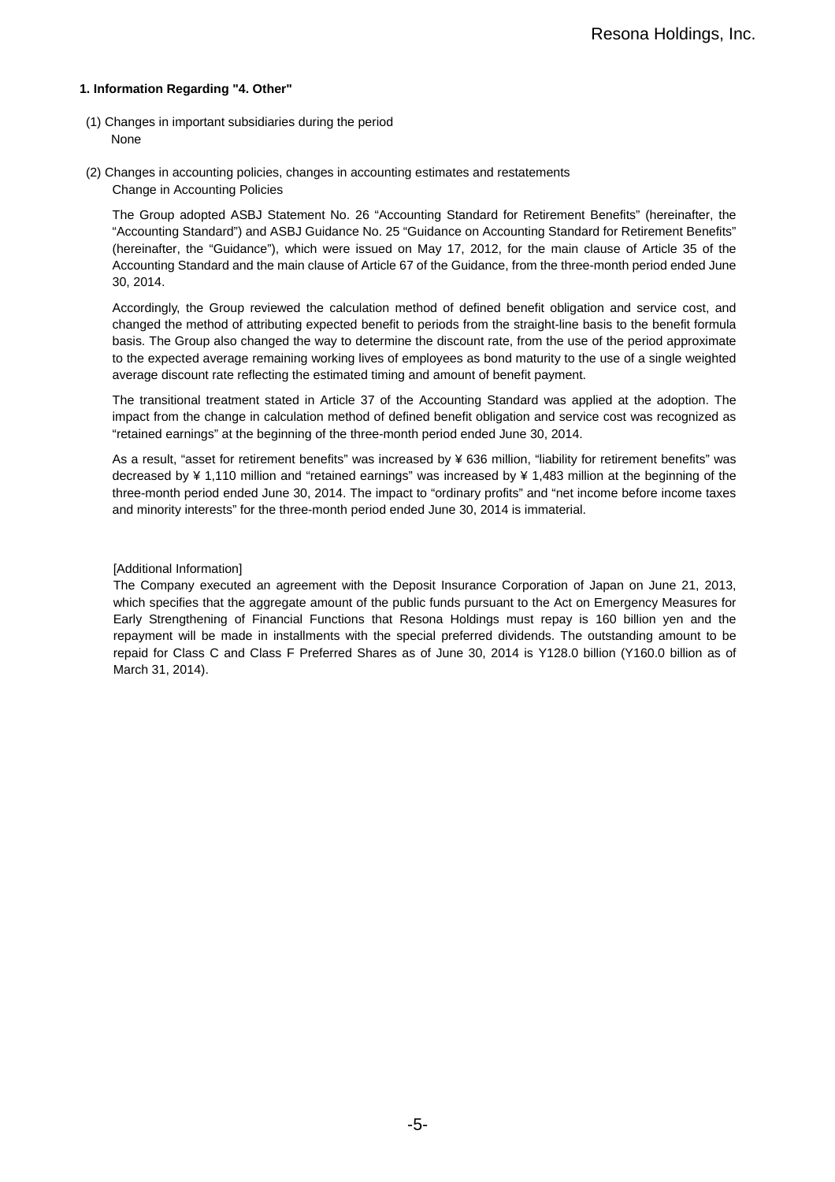### 1. Information Regarding "4. Other"

(1) Changes in important subsidiaries during the period
None

(2) Changes in accounting policies, changes in accounting estimates and restatements
Change in Accounting Policies

The Group adopted ASBJ Statement No. 26 “Accounting Standard for Retirement Benefits” (hereinafter, the “Accounting Standard”) and ASBJ Guidance No. 25 “Guidance on Accounting Standard for Retirement Benefits” (hereinafter, the “Guidance”), which were issued on May 17, 2012, for the main clause of Article 35 of the Accounting Standard and the main clause of Article 67 of the Guidance, from the three-month period ended June 30, 2014.

Accordingly, the Group reviewed the calculation method of defined benefit obligation and service cost, and changed the method of attributing expected benefit to periods from the straight-line basis to the benefit formula basis. The Group also changed the way to determine the discount rate, from the use of the period approximate to the expected average remaining working lives of employees as bond maturity to the use of a single weighted average discount rate reflecting the estimated timing and amount of benefit payment.

The transitional treatment stated in Article 37 of the Accounting Standard was applied at the adoption. The impact from the change in calculation method of defined benefit obligation and service cost was recognized as “retained earnings” at the beginning of the three-month period ended June 30, 2014.

As a result, “asset for retirement benefits” was increased by ¥ 636 million, “liability for retirement benefits” was decreased by ¥ 1,110 million and “retained earnings” was increased by ¥ 1,483 million at the beginning of the three-month period ended June 30, 2014. The impact to “ordinary profits” and “net income before income taxes and minority interests” for the three-month period ended June 30, 2014 is immaterial.

[Additional Information]
The Company executed an agreement with the Deposit Insurance Corporation of Japan on June 21, 2013, which specifies that the aggregate amount of the public funds pursuant to the Act on Emergency Measures for Early Strengthening of Financial Functions that Resona Holdings must repay is 160 billion yen and the repayment will be made in installments with the special preferred dividends. The outstanding amount to be repaid for Class C and Class F Preferred Shares as of June 30, 2014 is Y128.0 billion (Y160.0 billion as of March 31, 2014).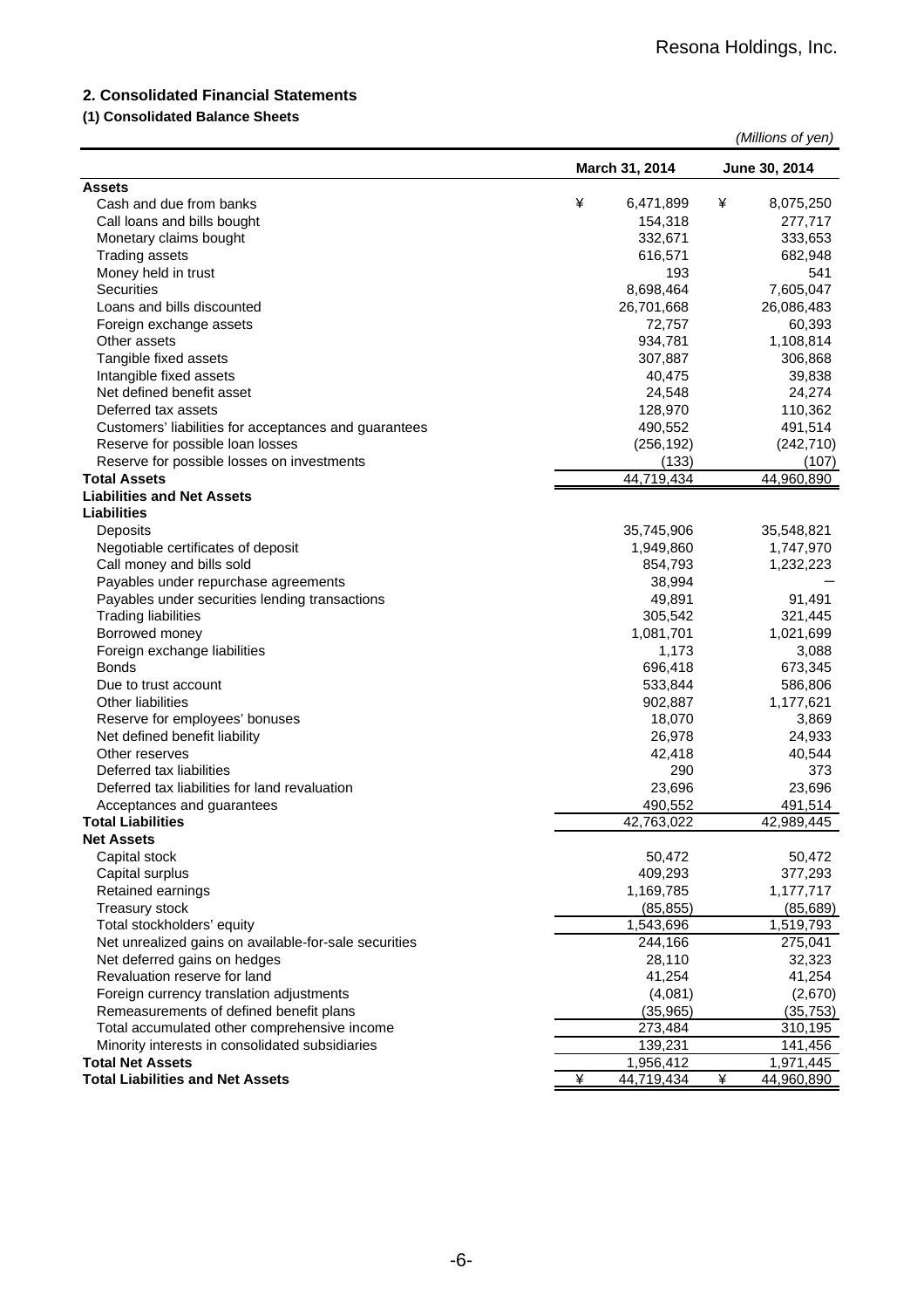## 2. Consolidated Financial Statements

### (1) Consolidated Balance Sheets

*(Millions of yen)*

| | March 31, 2014 | June 30, 2014 |
|---|---|---|
| **Assets** | | |
| Cash and due from banks | ¥ 6,471,899 | ¥ 8,075,250 |
| Call loans and bills bought | 154,318 | 277,717 |
| Monetary claims bought | 332,671 | 333,653 |
| Trading assets | 616,571 | 682,948 |
| Money held in trust | 193 | 541 |
| Securities | 8,698,464 | 7,605,047 |
| Loans and bills discounted | 26,701,668 | 26,086,483 |
| Foreign exchange assets | 72,757 | 60,393 |
| Other assets | 934,781 | 1,108,814 |
| Tangible fixed assets | 307,887 | 306,868 |
| Intangible fixed assets | 40,475 | 39,838 |
| Net defined benefit asset | 24,548 | 24,274 |
| Deferred tax assets | 128,970 | 110,362 |
| Customers' liabilities for acceptances and guarantees | 490,552 | 491,514 |
| Reserve for possible loan losses | (256,192) | (242,710) |
| Reserve for possible losses on investments | (133) | (107) |
| **Total Assets** | 44,719,434 | 44,960,890 |
| **Liabilities and Net Assets** | | |
| **Liabilities** | | |
| Deposits | 35,745,906 | 35,548,821 |
| Negotiable certificates of deposit | 1,949,860 | 1,747,970 |
| Call money and bills sold | 854,793 | 1,232,223 |
| Payables under repurchase agreements | 38,994 | ― |
| Payables under securities lending transactions | 49,891 | 91,491 |
| Trading liabilities | 305,542 | 321,445 |
| Borrowed money | 1,081,701 | 1,021,699 |
| Foreign exchange liabilities | 1,173 | 3,088 |
| Bonds | 696,418 | 673,345 |
| Due to trust account | 533,844 | 586,806 |
| Other liabilities | 902,887 | 1,177,621 |
| Reserve for employees' bonuses | 18,070 | 3,869 |
| Net defined benefit liability | 26,978 | 24,933 |
| Other reserves | 42,418 | 40,544 |
| Deferred tax liabilities | 290 | 373 |
| Deferred tax liabilities for land revaluation | 23,696 | 23,696 |
| Acceptances and guarantees | 490,552 | 491,514 |
| **Total Liabilities** | 42,763,022 | 42,989,445 |
| **Net Assets** | | |
| Capital stock | 50,472 | 50,472 |
| Capital surplus | 409,293 | 377,293 |
| Retained earnings | 1,169,785 | 1,177,717 |
| Treasury stock | (85,855) | (85,689) |
| Total stockholders' equity | 1,543,696 | 1,519,793 |
| Net unrealized gains on available-for-sale securities | 244,166 | 275,041 |
| Net deferred gains on hedges | 28,110 | 32,323 |
| Revaluation reserve for land | 41,254 | 41,254 |
| Foreign currency translation adjustments | (4,081) | (2,670) |
| Remeasurements of defined benefit plans | (35,965) | (35,753) |
| Total accumulated other comprehensive income | 273,484 | 310,195 |
| Minority interests in consolidated subsidiaries | 139,231 | 141,456 |
| **Total Net Assets** | 1,956,412 | 1,971,445 |
| **Total Liabilities and Net Assets** | ¥ 44,719,434 | ¥ 44,960,890 |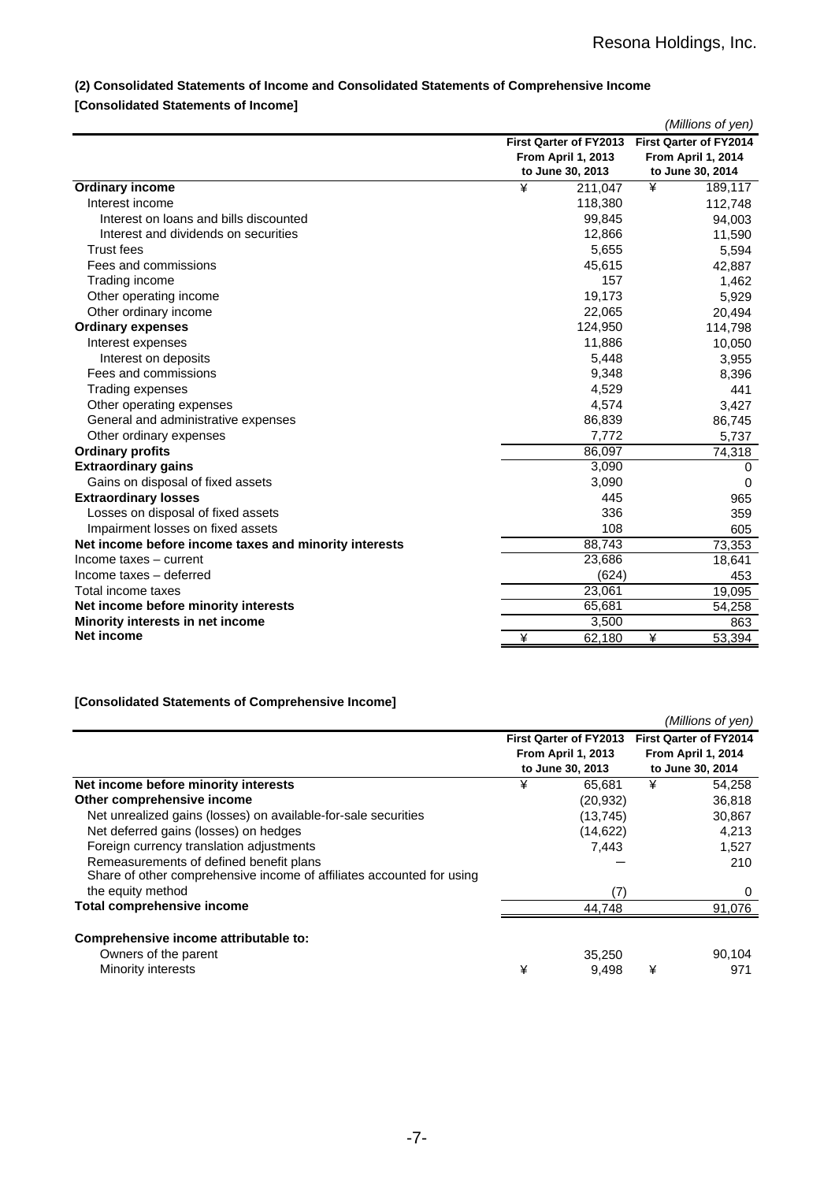### (2) Consolidated Statements of Income and Consolidated Statements of Comprehensive Income

**[Consolidated Statements of Income]**

*(Millions of yen)*

| | First Qarter of FY2013 From April 1, 2013 to June 30, 2013 | First Qarter of FY2014 From April 1, 2014 to June 30, 2014 |
|---|---|---|
| **Ordinary income** | ¥ 211,047 | ¥ 189,117 |
| Interest income | 118,380 | 112,748 |
| Interest on loans and bills discounted | 99,845 | 94,003 |
| Interest and dividends on securities | 12,866 | 11,590 |
| Trust fees | 5,655 | 5,594 |
| Fees and commissions | 45,615 | 42,887 |
| Trading income | 157 | 1,462 |
| Other operating income | 19,173 | 5,929 |
| Other ordinary income | 22,065 | 20,494 |
| **Ordinary expenses** | 124,950 | 114,798 |
| Interest expenses | 11,886 | 10,050 |
| Interest on deposits | 5,448 | 3,955 |
| Fees and commissions | 9,348 | 8,396 |
| Trading expenses | 4,529 | 441 |
| Other operating expenses | 4,574 | 3,427 |
| General and administrative expenses | 86,839 | 86,745 |
| Other ordinary expenses | 7,772 | 5,737 |
| **Ordinary profits** | 86,097 | 74,318 |
| **Extraordinary gains** | 3,090 | 0 |
| Gains on disposal of fixed assets | 3,090 | 0 |
| **Extraordinary losses** | 445 | 965 |
| Losses on disposal of fixed assets | 336 | 359 |
| Impairment losses on fixed assets | 108 | 605 |
| **Net income before income taxes and minority interests** | 88,743 | 73,353 |
| Income taxes – current | 23,686 | 18,641 |
| Income taxes – deferred | (624) | 453 |
| Total income taxes | 23,061 | 19,095 |
| **Net income before minority interests** | 65,681 | 54,258 |
| **Minority interests in net income** | 3,500 | 863 |
| **Net income** | ¥ 62,180 | ¥ 53,394 |

**[Consolidated Statements of Comprehensive Income]**

*(Millions of yen)*

| | First Qarter of FY2013 From April 1, 2013 to June 30, 2013 | First Qarter of FY2014 From April 1, 2014 to June 30, 2014 |
|---|---|---|
| **Net income before minority interests** | ¥ 65,681 | ¥ 54,258 |
| **Other comprehensive income** | (20,932) | 36,818 |
| Net unrealized gains (losses) on available-for-sale securities | (13,745) | 30,867 |
| Net deferred gains (losses) on hedges | (14,622) | 4,213 |
| Foreign currency translation adjustments | 7,443 | 1,527 |
| Remeasurements of defined benefit plans | − | 210 |
| Share of other comprehensive income of affiliates accounted for using the equity method | (7) | 0 |
| **Total comprehensive income** | 44,748 | 91,076 |
| **Comprehensive income attributable to:** | | |
| Owners of the parent | 35,250 | 90,104 |
| Minority interests | ¥ 9,498 | ¥ 971 |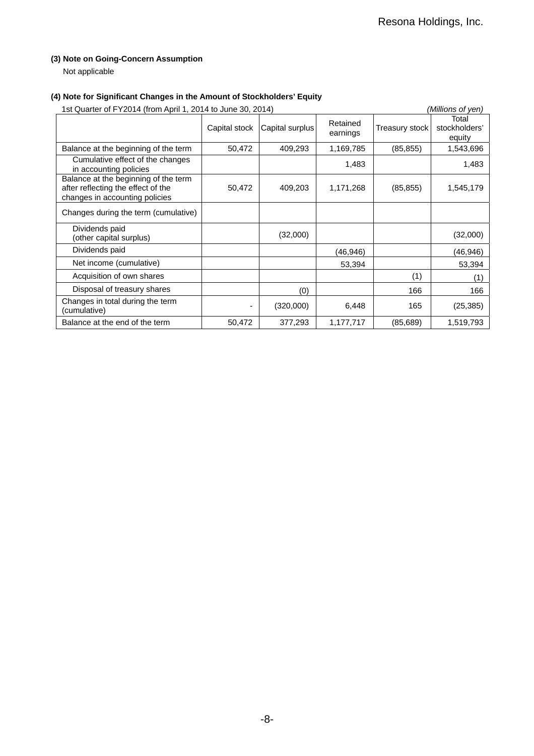### (3) Note on Going-Concern Assumption

Not applicable

### (4) Note for Significant Changes in the Amount of Stockholders' Equity

1st Quarter of FY2014 (from April 1, 2014 to June 30, 2014) *(Millions of yen)*

| | Capital stock | Capital surplus | Retained earnings | Treasury stock | Total stockholders' equity |
|---|---|---|---|---|---|
| Balance at the beginning of the term | 50,472 | 409,293 | 1,169,785 | (85,855) | 1,543,696 |
| Cumulative effect of the changes in accounting policies | | | 1,483 | | 1,483 |
| Balance at the beginning of the term after reflecting the effect of the changes in accounting policies | 50,472 | 409,203 | 1,171,268 | (85,855) | 1,545,179 |
| Changes during the term (cumulative) | | | | | |
| Dividends paid (other capital surplus) | | (32,000) | | | (32,000) |
| Dividends paid | | | (46,946) | | (46,946) |
| Net income (cumulative) | | | 53,394 | | 53,394 |
| Acquisition of own shares | | | | (1) | (1) |
| Disposal of treasury shares | | (0) | | 166 | 166 |
| Changes in total during the term (cumulative) | - | (320,000) | 6,448 | 165 | (25,385) |
| Balance at the end of the term | 50,472 | 377,293 | 1,177,717 | (85,689) | 1,519,793 |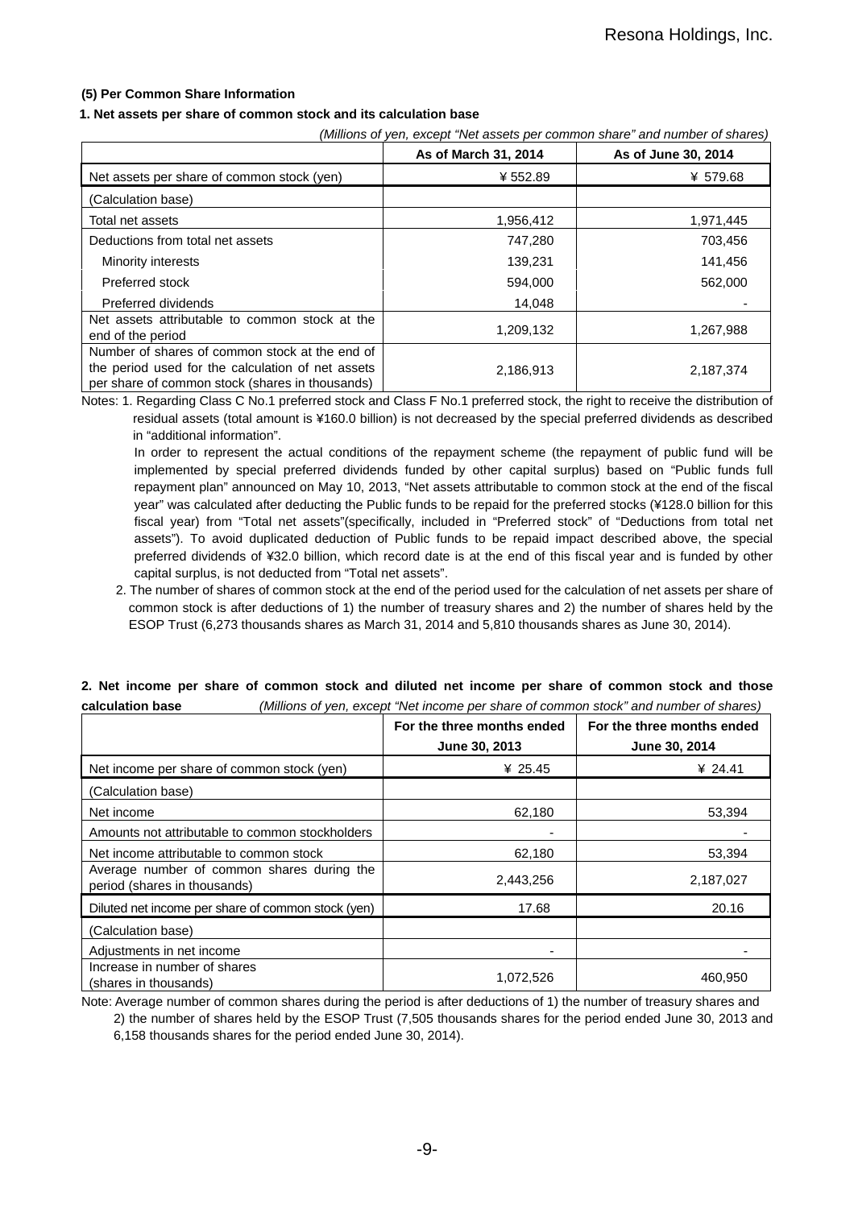### (5) Per Common Share Information

#### 1. Net assets per share of common stock and its calculation base

*(Millions of yen, except "Net assets per common share" and number of shares)*

| | As of March 31, 2014 | As of June 30, 2014 |
|---|---|---|
| Net assets per share of common stock (yen) | ¥ 552.89 | ¥ 579.68 |
| (Calculation base) | | |
| Total net assets | 1,956,412 | 1,971,445 |
| Deductions from total net assets | 747,280 | 703,456 |
| Minority interests | 139,231 | 141,456 |
| Preferred stock | 594,000 | 562,000 |
| Preferred dividends | 14,048 | - |
| Net assets attributable to common stock at the end of the period | 1,209,132 | 1,267,988 |
| Number of shares of common stock at the end of the period used for the calculation of net assets per share of common stock (shares in thousands) | 2,186,913 | 2,187,374 |

Notes: 1. Regarding Class C No.1 preferred stock and Class F No.1 preferred stock, the right to receive the distribution of residual assets (total amount is ¥160.0 billion) is not decreased by the special preferred dividends as described in "additional information".

In order to represent the actual conditions of the repayment scheme (the repayment of public fund will be implemented by special preferred dividends funded by other capital surplus) based on "Public funds full repayment plan" announced on May 10, 2013, "Net assets attributable to common stock at the end of the fiscal year" was calculated after deducting the Public funds to be repaid for the preferred stocks (¥128.0 billion for this fiscal year) from "Total net assets"(specifically, included in "Preferred stock" of "Deductions from total net assets"). To avoid duplicated deduction of Public funds to be repaid impact described above, the special preferred dividends of ¥32.0 billion, which record date is at the end of this fiscal year and is funded by other capital surplus, is not deducted from "Total net assets".

2. The number of shares of common stock at the end of the period used for the calculation of net assets per share of common stock is after deductions of 1) the number of treasury shares and 2) the number of shares held by the ESOP Trust (6,273 thousands shares as March 31, 2014 and 5,810 thousands shares as June 30, 2014).

#### 2. Net income per share of common stock and diluted net income per share of common stock and those calculation base

*(Millions of yen, except "Net income per share of common stock" and number of shares)*

| | For the three months ended June 30, 2013 | For the three months ended June 30, 2014 |
|---|---|---|
| Net income per share of common stock (yen) | ¥ 25.45 | ¥ 24.41 |
| (Calculation base) | | |
| Net income | 62,180 | 53,394 |
| Amounts not attributable to common stockholders | - | - |
| Net income attributable to common stock | 62,180 | 53,394 |
| Average number of common shares during the period (shares in thousands) | 2,443,256 | 2,187,027 |
| Diluted net income per share of common stock (yen) | 17.68 | 20.16 |
| (Calculation base) | | |
| Adjustments in net income | - | - |
| Increase in number of shares (shares in thousands) | 1,072,526 | 460,950 |

Note: Average number of common shares during the period is after deductions of 1) the number of treasury shares and 2) the number of shares held by the ESOP Trust (7,505 thousands shares for the period ended June 30, 2013 and 6,158 thousands shares for the period ended June 30, 2014).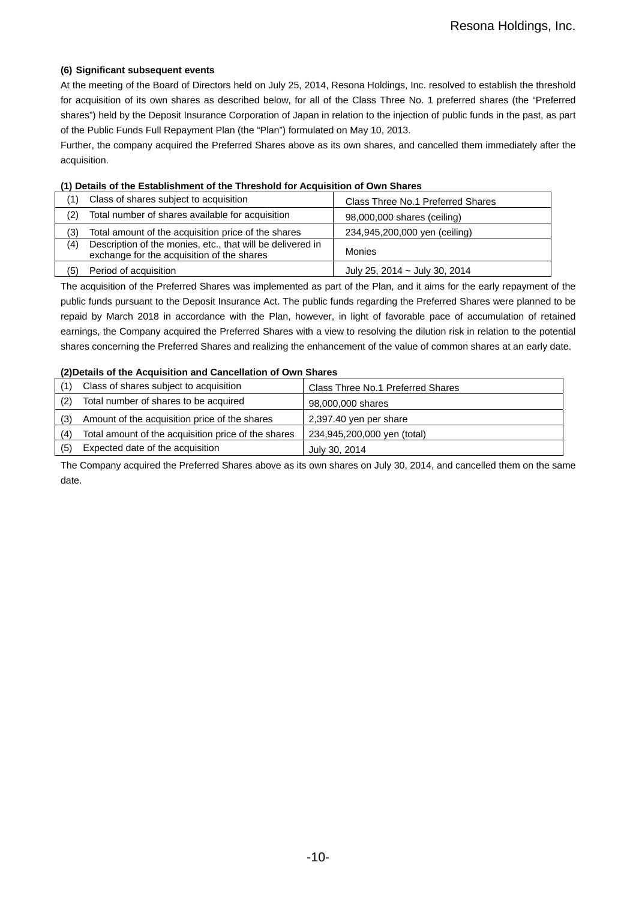### (6) Significant subsequent events

At the meeting of the Board of Directors held on July 25, 2014, Resona Holdings, Inc. resolved to establish the threshold for acquisition of its own shares as described below, for all of the Class Three No. 1 preferred shares (the "Preferred shares") held by the Deposit Insurance Corporation of Japan in relation to the injection of public funds in the past, as part of the Public Funds Full Repayment Plan (the "Plan") formulated on May 10, 2013.

Further, the company acquired the Preferred Shares above as its own shares, and cancelled them immediately after the acquisition.

**(1) Details of the Establishment of the Threshold for Acquisition of Own Shares**

| | |
|---|---|
| (1) Class of shares subject to acquisition | Class Three No.1 Preferred Shares |
| (2) Total number of shares available for acquisition | 98,000,000 shares (ceiling) |
| (3) Total amount of the acquisition price of the shares | 234,945,200,000 yen (ceiling) |
| (4) Description of the monies, etc., that will be delivered in exchange for the acquisition of the shares | Monies |
| (5) Period of acquisition | July 25, 2014 ~ July 30, 2014 |

The acquisition of the Preferred Shares was implemented as part of the Plan, and it aims for the early repayment of the public funds pursuant to the Deposit Insurance Act. The public funds regarding the Preferred Shares were planned to be repaid by March 2018 in accordance with the Plan, however, in light of favorable pace of accumulation of retained earnings, the Company acquired the Preferred Shares with a view to resolving the dilution risk in relation to the potential shares concerning the Preferred Shares and realizing the enhancement of the value of common shares at an early date.

**(2)Details of the Acquisition and Cancellation of Own Shares**

| | |
|---|---|
| (1) Class of shares subject to acquisition | Class Three No.1 Preferred Shares |
| (2) Total number of shares to be acquired | 98,000,000 shares |
| (3) Amount of the acquisition price of the shares | 2,397.40 yen per share |
| (4) Total amount of the acquisition price of the shares | 234,945,200,000 yen (total) |
| (5) Expected date of the acquisition | July 30, 2014 |

The Company acquired the Preferred Shares above as its own shares on July 30, 2014, and cancelled them on the same date.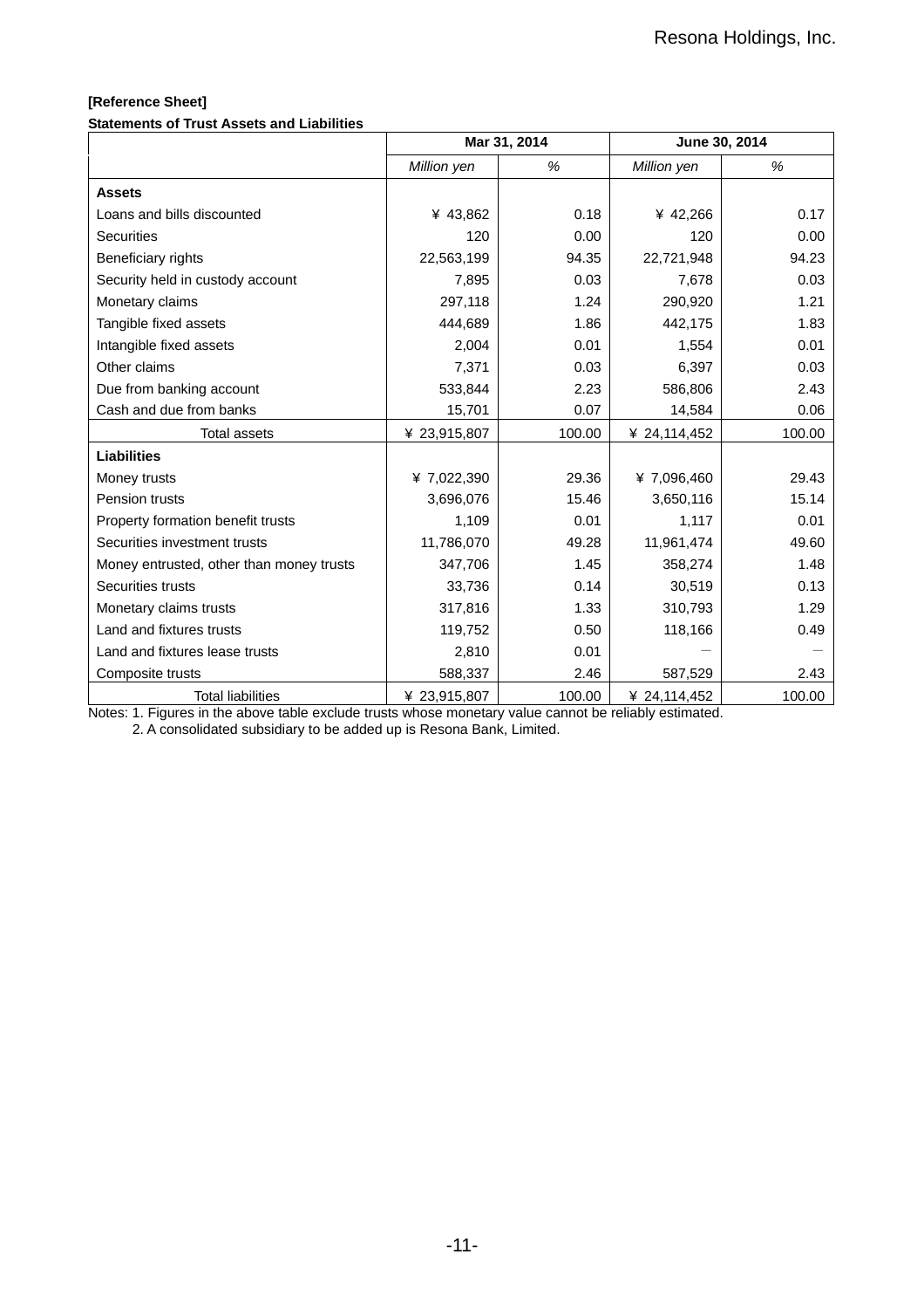**[Reference Sheet]**

**Statements of Trust Assets and Liabilities**

| | Mar 31, 2014 | | June 30, 2014 | |
|---|---|---|---|---|
| | *Million yen* | *%* | *Million yen* | *%* |
| **Assets** | | | | |
| Loans and bills discounted | ¥ 43,862 | 0.18 | ¥ 42,266 | 0.17 |
| Securities | 120 | 0.00 | 120 | 0.00 |
| Beneficiary rights | 22,563,199 | 94.35 | 22,721,948 | 94.23 |
| Security held in custody account | 7,895 | 0.03 | 7,678 | 0.03 |
| Monetary claims | 297,118 | 1.24 | 290,920 | 1.21 |
| Tangible fixed assets | 444,689 | 1.86 | 442,175 | 1.83 |
| Intangible fixed assets | 2,004 | 0.01 | 1,554 | 0.01 |
| Other claims | 7,371 | 0.03 | 6,397 | 0.03 |
| Due from banking account | 533,844 | 2.23 | 586,806 | 2.43 |
| Cash and due from banks | 15,701 | 0.07 | 14,584 | 0.06 |
| Total assets | ¥ 23,915,807 | 100.00 | ¥ 24,114,452 | 100.00 |
| **Liabilities** | | | | |
| Money trusts | ¥ 7,022,390 | 29.36 | ¥ 7,096,460 | 29.43 |
| Pension trusts | 3,696,076 | 15.46 | 3,650,116 | 15.14 |
| Property formation benefit trusts | 1,109 | 0.01 | 1,117 | 0.01 |
| Securities investment trusts | 11,786,070 | 49.28 | 11,961,474 | 49.60 |
| Money entrusted, other than money trusts | 347,706 | 1.45 | 358,274 | 1.48 |
| Securities trusts | 33,736 | 0.14 | 30,519 | 0.13 |
| Monetary claims trusts | 317,816 | 1.33 | 310,793 | 1.29 |
| Land and fixtures trusts | 119,752 | 0.50 | 118,166 | 0.49 |
| Land and fixtures lease trusts | 2,810 | 0.01 | — | — |
| Composite trusts | 588,337 | 2.46 | 587,529 | 2.43 |
| Total liabilities | ¥ 23,915,807 | 100.00 | ¥ 24,114,452 | 100.00 |

Notes: 1. Figures in the above table exclude trusts whose monetary value cannot be reliably estimated.
2. A consolidated subsidiary to be added up is Resona Bank, Limited.